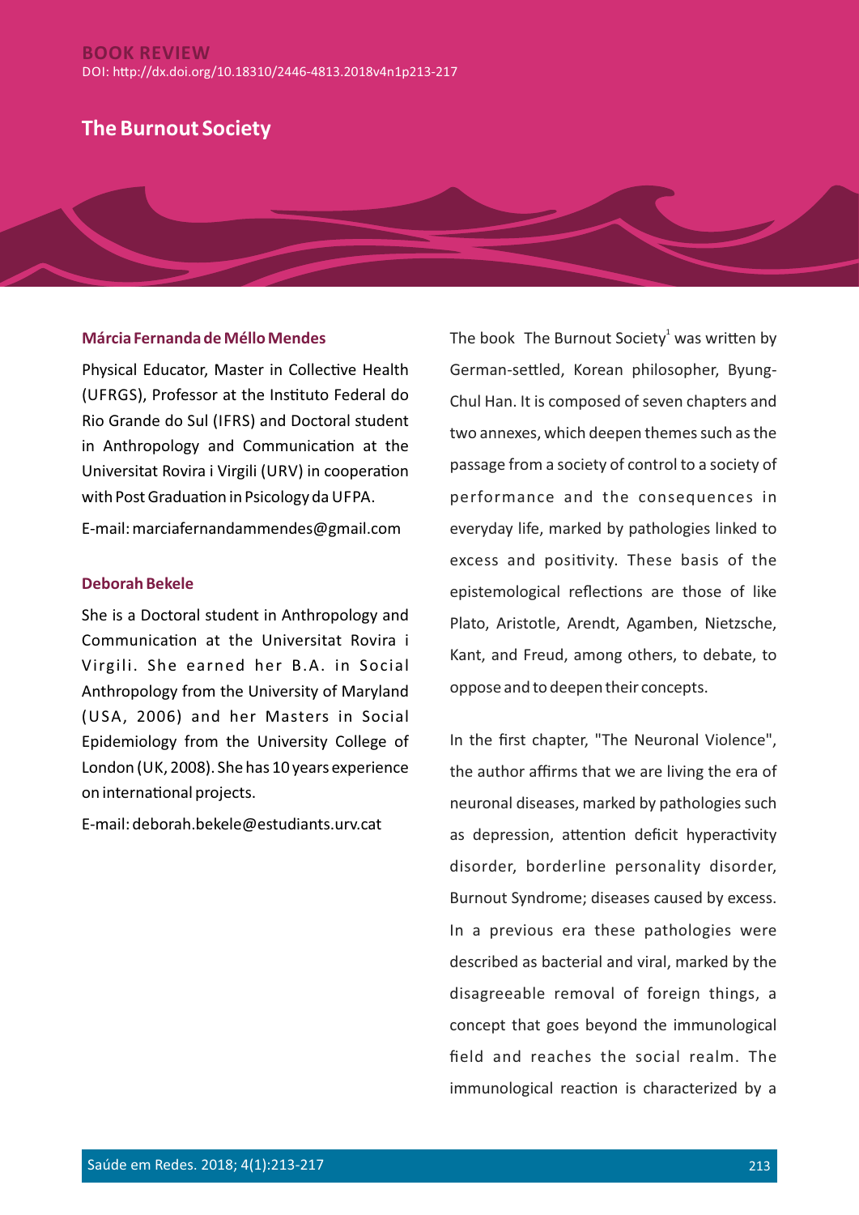**BOOK REVIEW**

DOI: http://dx.doi.org/10.18310/2446-4813.2018v4n1p213-217

# The Burnout Society

**Márcia Fernanda de Méllo Mendes**

Physical Educator, Master in Collective Health (UFRGS), Professor at the Instituto Federal do Rio Grande do Sul (IFRS) and Doctoral student in Anthropology and Communication at the Universitat Rovira i Virgili (URV) in cooperation with Post Graduation in Psicology da UFPA.

E-mail: marciafernandammendes@gmail.com

**Deborah Bekele**

She is a Doctoral student in Anthropology and Communication at the Universitat Rovira i Virgili. She earned her B.A. in Social Anthropology from the University of Maryland (USA, 2006) and her Masters in Social Epidemiology from the University College of London (UK, 2008). She has 10 years experience on international projects.

E-mail: deborah.bekele@estudiants.urv.cat

The book The Burnout Society[1] was written by German-settled, Korean philosopher, Byung-Chul Han. It is composed of seven chapters and two annexes, which deepen themes such as the passage from a society of control to a society of performance and the consequences in everyday life, marked by pathologies linked to excess and positivity. These basis of the epistemological reflections are those of like Plato, Aristotle, Arendt, Agamben, Nietzsche, Kant, and Freud, among others, to debate, to oppose and to deepen their concepts.

In the first chapter, "The Neuronal Violence", the author affirms that we are living the era of neuronal diseases, marked by pathologies such as depression, attention deficit hyperactivity disorder, borderline personality disorder, Burnout Syndrome; diseases caused by excess. In a previous era these pathologies were described as bacterial and viral, marked by the disagreeable removal of foreign things, a concept that goes beyond the immunological field and reaches the social realm. The immunological reaction is characterized by a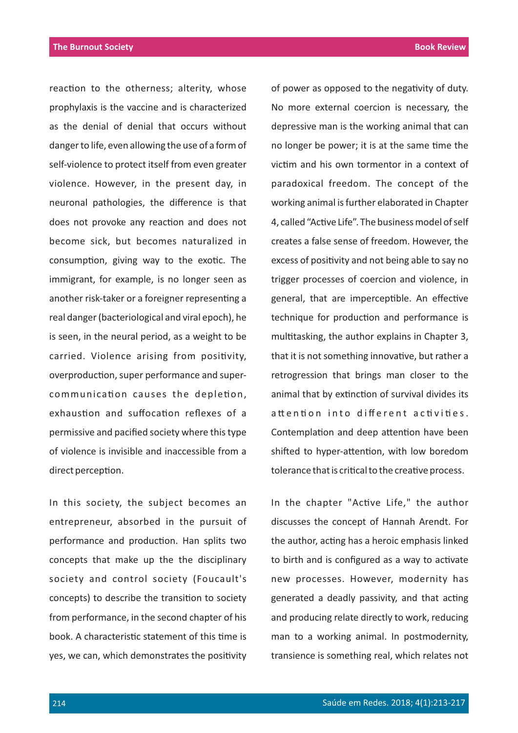reaction to the otherness; alterity, whose prophylaxis is the vaccine and is characterized as the denial of denial that occurs without danger to life, even allowing the use of a form of self-violence to protect itself from even greater violence. However, in the present day, in neuronal pathologies, the difference is that does not provoke any reaction and does not become sick, but becomes naturalized in consumption, giving way to the exotic. The immigrant, for example, is no longer seen as another risk-taker or a foreigner representing a real danger (bacteriological and viral epoch), he is seen, in the neural period, as a weight to be carried. Violence arising from positivity, overproduction, super performance and super-communication causes the depletion, exhaustion and suffocation reflexes of a permissive and pacified society where this type of violence is invisible and inaccessible from a direct perception.

In this society, the subject becomes an entrepreneur, absorbed in the pursuit of performance and production. Han splits two concepts that make up the the disciplinary society and control society (Foucault's concepts) to describe the transition to society from performance, in the second chapter of his book. A characteristic statement of this time is yes, we can, which demonstrates the positivity of power as opposed to the negativity of duty. No more external coercion is necessary, the depressive man is the working animal that can no longer be power; it is at the same time the victim and his own tormentor in a context of paradoxical freedom. The concept of the working animal is further elaborated in Chapter 4, called "Active Life". The business model of self creates a false sense of freedom. However, the excess of positivity and not being able to say no trigger processes of coercion and violence, in general, that are imperceptible. An effective technique for production and performance is multitasking, the author explains in Chapter 3, that it is not something innovative, but rather a retrogression that brings man closer to the animal that by extinction of survival divides its attention into different activities. Contemplation and deep attention have been shifted to hyper-attention, with low boredom tolerance that is critical to the creative process.

In the chapter "Active Life," the author discusses the concept of Hannah Arendt. For the author, acting has a heroic emphasis linked to birth and is configured as a way to activate new processes. However, modernity has generated a deadly passivity, and that acting and producing relate directly to work, reducing man to a working animal. In postmodernity, transience is something real, which relates not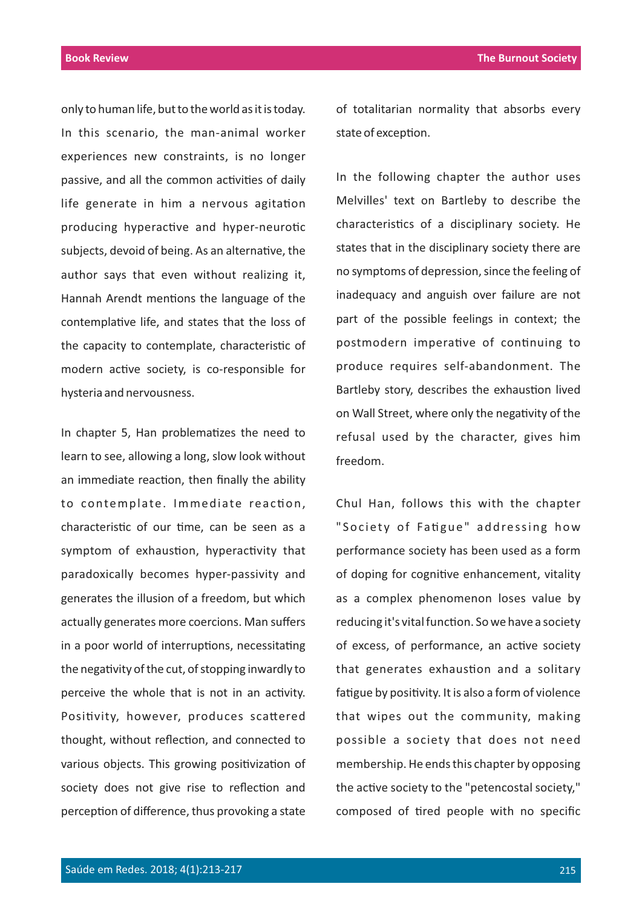only to human life, but to the world as it is today. In this scenario, the man-animal worker experiences new constraints, is no longer passive, and all the common activities of daily life generate in him a nervous agitation producing hyperactive and hyper-neurotic subjects, devoid of being. As an alternative, the author says that even without realizing it, Hannah Arendt mentions the language of the contemplative life, and states that the loss of the capacity to contemplate, characteristic of modern active society, is co-responsible for hysteria and nervousness.

In chapter 5, Han problematizes the need to learn to see, allowing a long, slow look without an immediate reaction, then finally the ability to contemplate. Immediate reaction, characteristic of our time, can be seen as a symptom of exhaustion, hyperactivity that paradoxically becomes hyper-passivity and generates the illusion of a freedom, but which actually generates more coercions. Man suffers in a poor world of interruptions, necessitating the negativity of the cut, of stopping inwardly to perceive the whole that is not in an activity. Positivity, however, produces scattered thought, without reflection, and connected to various objects. This growing positivization of society does not give rise to reflection and perception of difference, thus provoking a state of totalitarian normality that absorbs every state of exception.

In the following chapter the author uses Melvilles' text on Bartleby to describe the characteristics of a disciplinary society. He states that in the disciplinary society there are no symptoms of depression, since the feeling of inadequacy and anguish over failure are not part of the possible feelings in context; the postmodern imperative of continuing to produce requires self-abandonment. The Bartleby story, describes the exhaustion lived on Wall Street, where only the negativity of the refusal used by the character, gives him freedom.

Chul Han, follows this with the chapter "Society of Fatigue" addressing how performance society has been used as a form of doping for cognitive enhancement, vitality as a complex phenomenon loses value by reducing it's vital function. So we have a society of excess, of performance, an active society that generates exhaustion and a solitary fatigue by positivity. It is also a form of violence that wipes out the community, making possible a society that does not need membership. He ends this chapter by opposing the active society to the "petencostal society," composed of tired people with no specific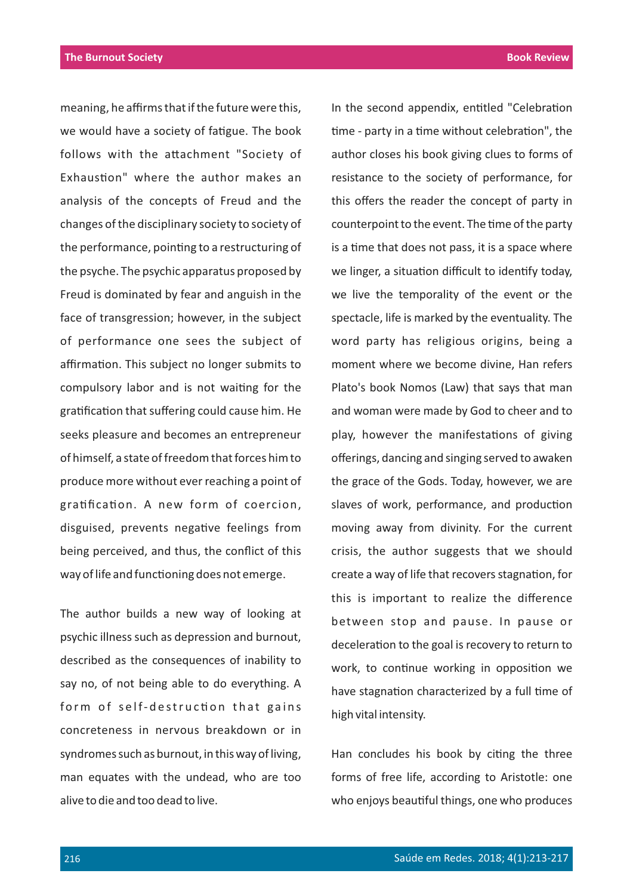meaning, he affirms that if the future were this, we would have a society of fatigue. The book follows with the attachment "Society of Exhaustion" where the author makes an analysis of the concepts of Freud and the changes of the disciplinary society to society of the performance, pointing to a restructuring of the psyche. The psychic apparatus proposed by Freud is dominated by fear and anguish in the face of transgression; however, in the subject of performance one sees the subject of affirmation. This subject no longer submits to compulsory labor and is not waiting for the gratification that suffering could cause him. He seeks pleasure and becomes an entrepreneur of himself, a state of freedom that forces him to produce more without ever reaching a point of gratification. A new form of coercion, disguised, prevents negative feelings from being perceived, and thus, the conflict of this way of life and functioning does not emerge.

The author builds a new way of looking at psychic illness such as depression and burnout, described as the consequences of inability to say no, of not being able to do everything. A form of self-destruction that gains concreteness in nervous breakdown or in syndromes such as burnout, in this way of living, man equates with the undead, who are too alive to die and too dead to live.

In the second appendix, entitled "Celebration time - party in a time without celebration", the author closes his book giving clues to forms of resistance to the society of performance, for this offers the reader the concept of party in counterpoint to the event. The time of the party is a time that does not pass, it is a space where we linger, a situation difficult to identify today, we live the temporality of the event or the spectacle, life is marked by the eventuality. The word party has religious origins, being a moment where we become divine, Han refers Plato's book Nomos (Law) that says that man and woman were made by God to cheer and to play, however the manifestations of giving offerings, dancing and singing served to awaken the grace of the Gods. Today, however, we are slaves of work, performance, and production moving away from divinity. For the current crisis, the author suggests that we should create a way of life that recovers stagnation, for this is important to realize the difference between stop and pause. In pause or deceleration to the goal is recovery to return to work, to continue working in opposition we have stagnation characterized by a full time of high vital intensity.

Han concludes his book by citing the three forms of free life, according to Aristotle: one who enjoys beautiful things, one who produces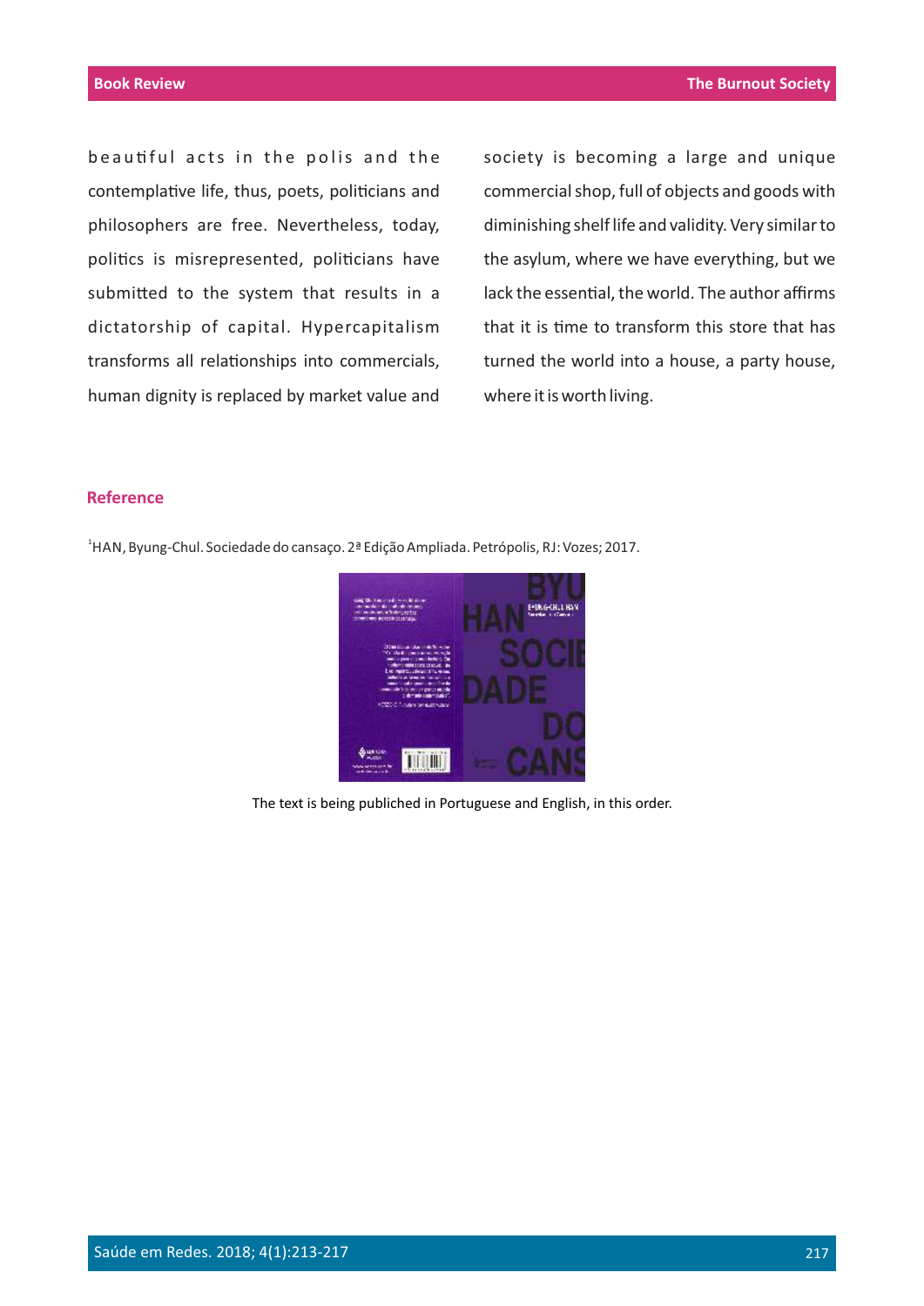beautiful acts in the polis and the contemplative life, thus, poets, politicians and philosophers are free. Nevertheless, today, politics is misrepresented, politicians have submitted to the system that results in a dictatorship of capital. Hypercapitalism transforms all relationships into commercials, human dignity is replaced by market value and society is becoming a large and unique commercial shop, full of objects and goods with diminishing shelf life and validity. Very similar to the asylum, where we have everything, but we lack the essential, the world. The author affirms that it is time to transform this store that has turned the world into a house, a party house, where it is worth living.

## Reference

[1]HAN, Byung-Chul. Sociedade do cansaço. 2ª Edição Ampliada. Petrópolis, RJ: Vozes; 2017.

The text is being published in Portuguese and English, in this order.